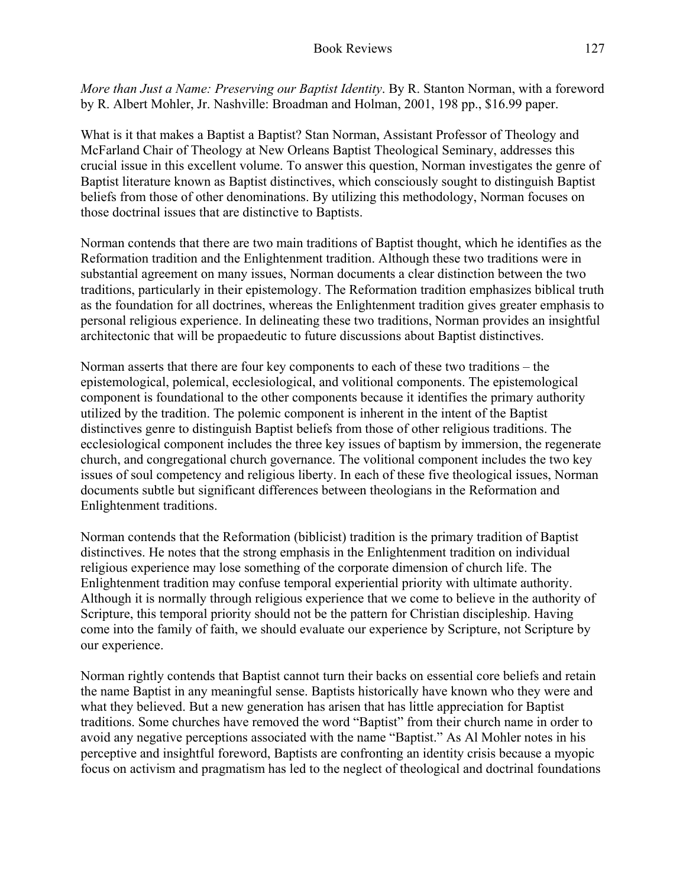*More than Just a Name: Preserving our Baptist Identity*. By R. Stanton Norman, with a foreword by R. Albert Mohler, Jr. Nashville: Broadman and Holman, 2001, 198 pp., $16.99 paper.

What is it that makes a Baptist a Baptist? Stan Norman, Assistant Professor of Theology and McFarland Chair of Theology at New Orleans Baptist Theological Seminary, addresses this crucial issue in this excellent volume. To answer this question, Norman investigates the genre of Baptist literature known as Baptist distinctives, which consciously sought to distinguish Baptist beliefs from those of other denominations. By utilizing this methodology, Norman focuses on those doctrinal issues that are distinctive to Baptists.

Norman contends that there are two main traditions of Baptist thought, which he identifies as the Reformation tradition and the Enlightenment tradition. Although these two traditions were in substantial agreement on many issues, Norman documents a clear distinction between the two traditions, particularly in their epistemology. The Reformation tradition emphasizes biblical truth as the foundation for all doctrines, whereas the Enlightenment tradition gives greater emphasis to personal religious experience. In delineating these two traditions, Norman provides an insightful architectonic that will be propaedeutic to future discussions about Baptist distinctives.

Norman asserts that there are four key components to each of these two traditions – the epistemological, polemical, ecclesiological, and volitional components. The epistemological component is foundational to the other components because it identifies the primary authority utilized by the tradition. The polemic component is inherent in the intent of the Baptist distinctives genre to distinguish Baptist beliefs from those of other religious traditions. The ecclesiological component includes the three key issues of baptism by immersion, the regenerate church, and congregational church governance. The volitional component includes the two key issues of soul competency and religious liberty. In each of these five theological issues, Norman documents subtle but significant differences between theologians in the Reformation and Enlightenment traditions.

Norman contends that the Reformation (biblicist) tradition is the primary tradition of Baptist distinctives. He notes that the strong emphasis in the Enlightenment tradition on individual religious experience may lose something of the corporate dimension of church life. The Enlightenment tradition may confuse temporal experiential priority with ultimate authority. Although it is normally through religious experience that we come to believe in the authority of Scripture, this temporal priority should not be the pattern for Christian discipleship. Having come into the family of faith, we should evaluate our experience by Scripture, not Scripture by our experience.

Norman rightly contends that Baptist cannot turn their backs on essential core beliefs and retain the name Baptist in any meaningful sense. Baptists historically have known who they were and what they believed. But a new generation has arisen that has little appreciation for Baptist traditions. Some churches have removed the word "Baptist" from their church name in order to avoid any negative perceptions associated with the name "Baptist." As Al Mohler notes in his perceptive and insightful foreword, Baptists are confronting an identity crisis because a myopic focus on activism and pragmatism has led to the neglect of theological and doctrinal foundations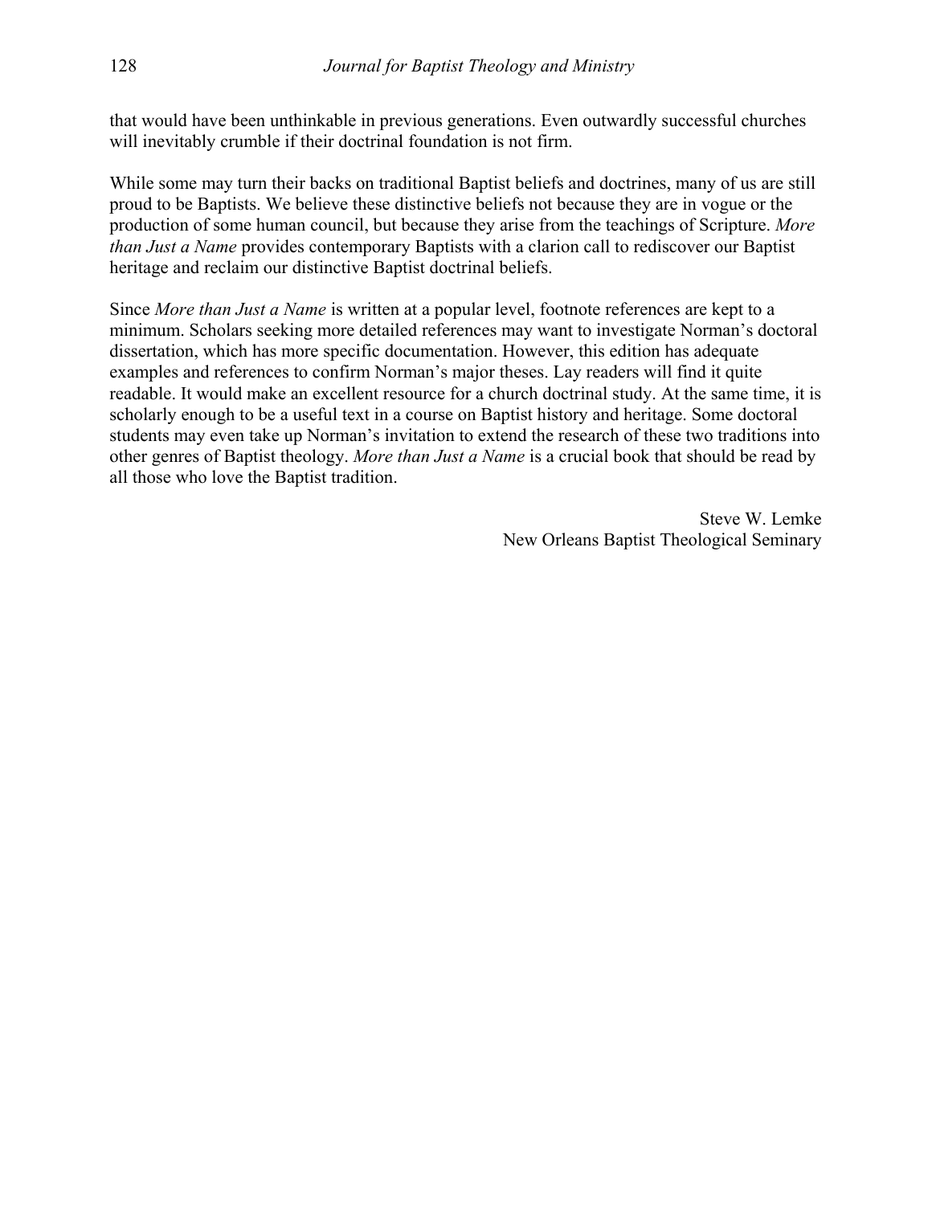that would have been unthinkable in previous generations. Even outwardly successful churches will inevitably crumble if their doctrinal foundation is not firm.

While some may turn their backs on traditional Baptist beliefs and doctrines, many of us are still proud to be Baptists. We believe these distinctive beliefs not because they are in vogue or the production of some human council, but because they arise from the teachings of Scripture. *More than Just a Name* provides contemporary Baptists with a clarion call to rediscover our Baptist heritage and reclaim our distinctive Baptist doctrinal beliefs.

Since *More than Just a Name* is written at a popular level, footnote references are kept to a minimum. Scholars seeking more detailed references may want to investigate Norman's doctoral dissertation, which has more specific documentation. However, this edition has adequate examples and references to confirm Norman's major theses. Lay readers will find it quite readable. It would make an excellent resource for a church doctrinal study. At the same time, it is scholarly enough to be a useful text in a course on Baptist history and heritage. Some doctoral students may even take up Norman's invitation to extend the research of these two traditions into other genres of Baptist theology. *More than Just a Name* is a crucial book that should be read by all those who love the Baptist tradition.

Steve W. Lemke
New Orleans Baptist Theological Seminary